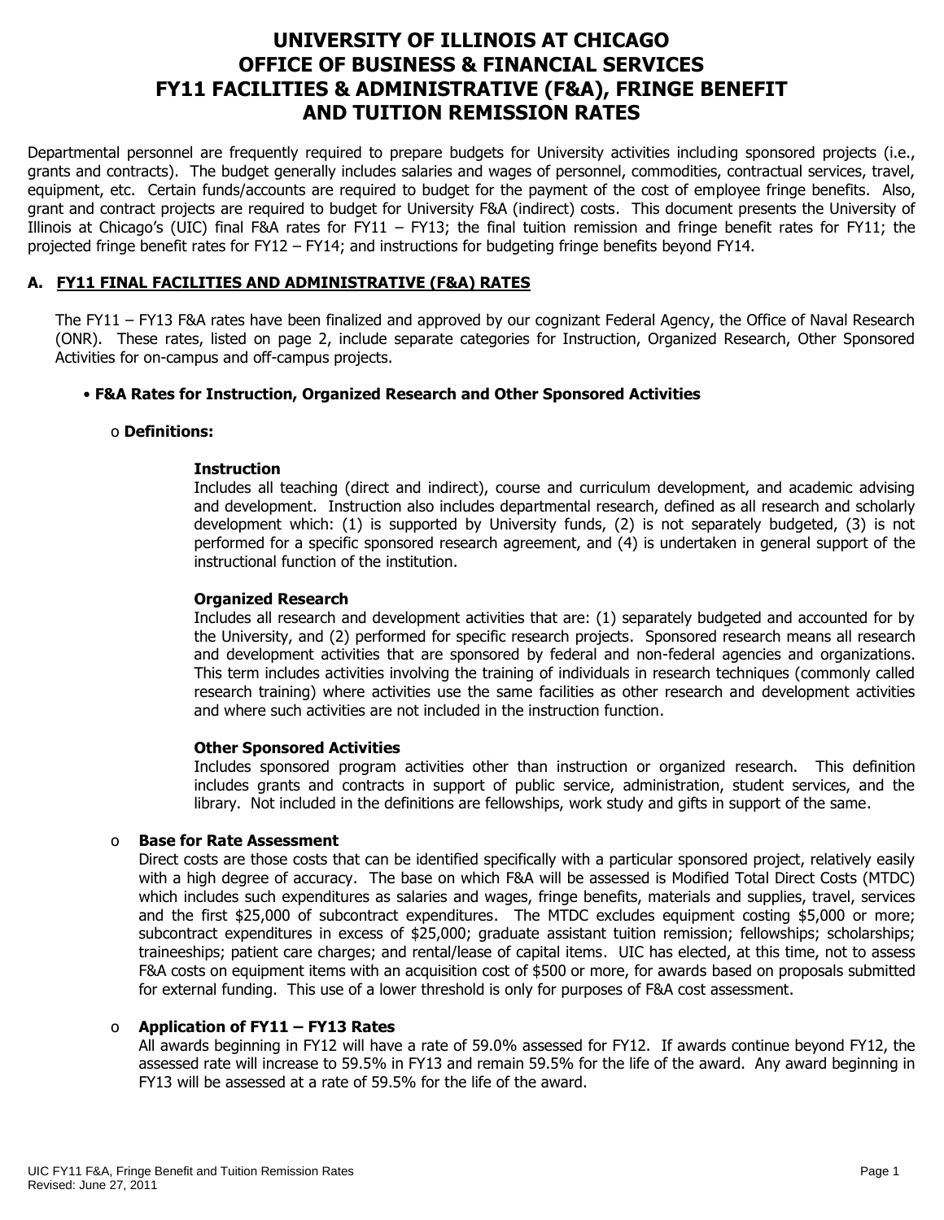# UNIVERSITY OF ILLINOIS AT CHICAGO
# OFFICE OF BUSINESS & FINANCIAL SERVICES
# FY11 FACILITIES & ADMINISTRATIVE (F&A), FRINGE BENEFIT AND TUITION REMISSION RATES

Departmental personnel are frequently required to prepare budgets for University activities including sponsored projects (i.e., grants and contracts). The budget generally includes salaries and wages of personnel, commodities, contractual services, travel, equipment, etc. Certain funds/accounts are required to budget for the payment of the cost of employee fringe benefits. Also, grant and contract projects are required to budget for University F&A (indirect) costs. This document presents the University of Illinois at Chicago's (UIC) final F&A rates for FY11 – FY13; the final tuition remission and fringe benefit rates for FY11; the projected fringe benefit rates for FY12 – FY14; and instructions for budgeting fringe benefits beyond FY14.

## A. FY11 FINAL FACILITIES AND ADMINISTRATIVE (F&A) RATES

The FY11 – FY13 F&A rates have been finalized and approved by our cognizant Federal Agency, the Office of Naval Research (ONR). These rates, listed on page 2, include separate categories for Instruction, Organized Research, Other Sponsored Activities for on-campus and off-campus projects.

- **F&A Rates for Instruction, Organized Research and Other Sponsored Activities**

  - **Definitions:**

    **Instruction**
    Includes all teaching (direct and indirect), course and curriculum development, and academic advising and development. Instruction also includes departmental research, defined as all research and scholarly development which: (1) is supported by University funds, (2) is not separately budgeted, (3) is not performed for a specific sponsored research agreement, and (4) is undertaken in general support of the instructional function of the institution.

    **Organized Research**
    Includes all research and development activities that are: (1) separately budgeted and accounted for by the University, and (2) performed for specific research projects. Sponsored research means all research and development activities that are sponsored by federal and non-federal agencies and organizations. This term includes activities involving the training of individuals in research techniques (commonly called research training) where activities use the same facilities as other research and development activities and where such activities are not included in the instruction function.

    **Other Sponsored Activities**
    Includes sponsored program activities other than instruction or organized research. This definition includes grants and contracts in support of public service, administration, student services, and the library. Not included in the definitions are fellowships, work study and gifts in support of the same.

  - **Base for Rate Assessment**
    Direct costs are those costs that can be identified specifically with a particular sponsored project, relatively easily with a high degree of accuracy. The base on which F&A will be assessed is Modified Total Direct Costs (MTDC) which includes such expenditures as salaries and wages, fringe benefits, materials and supplies, travel, services and the first $25,000 of subcontract expenditures. The MTDC excludes equipment costing $5,000 or more; subcontract expenditures in excess of $25,000; graduate assistant tuition remission; fellowships; scholarships; traineeships; patient care charges; and rental/lease of capital items. UIC has elected, at this time, not to assess F&A costs on equipment items with an acquisition cost of $500 or more, for awards based on proposals submitted for external funding. This use of a lower threshold is only for purposes of F&A cost assessment.

  - **Application of FY11 – FY13 Rates**
    All awards beginning in FY12 will have a rate of 59.0% assessed for FY12. If awards continue beyond FY12, the assessed rate will increase to 59.5% in FY13 and remain 59.5% for the life of the award. Any award beginning in FY13 will be assessed at a rate of 59.5% for the life of the award.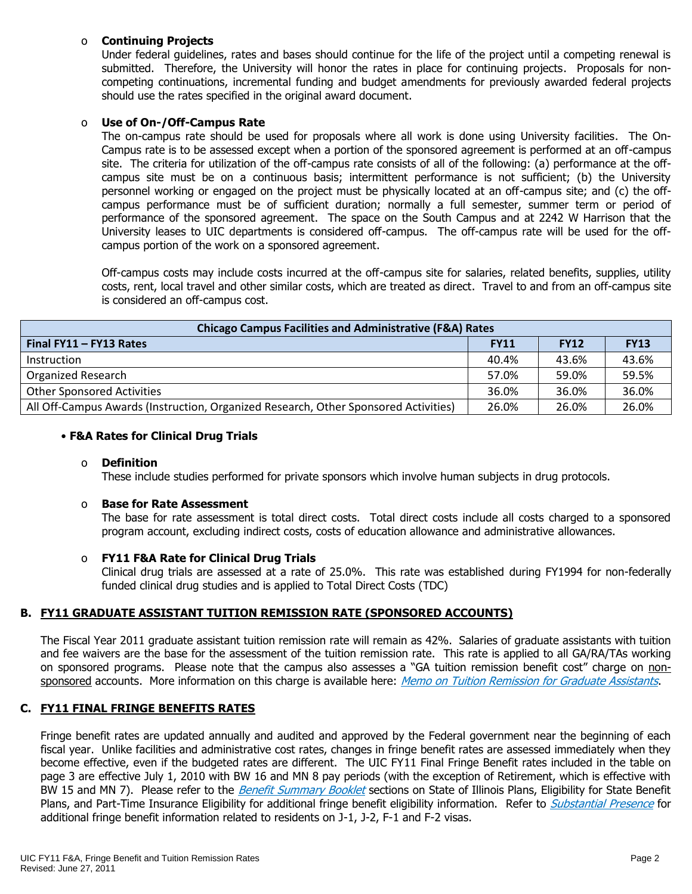- **Continuing Projects**

  Under federal guidelines, rates and bases should continue for the life of the project until a competing renewal is submitted. Therefore, the University will honor the rates in place for continuing projects. Proposals for non-competing continuations, incremental funding and budget amendments for previously awarded federal projects should use the rates specified in the original award document.

- **Use of On-/Off-Campus Rate**

  The on-campus rate should be used for proposals where all work is done using University facilities. The On-Campus rate is to be assessed except when a portion of the sponsored agreement is performed at an off-campus site. The criteria for utilization of the off-campus rate consists of all of the following: (a) performance at the off-campus site must be on a continuous basis; intermittent performance is not sufficient; (b) the University personnel working or engaged on the project must be physically located at an off-campus site; and (c) the off-campus performance must be of sufficient duration; normally a full semester, summer term or period of performance of the sponsored agreement. The space on the South Campus and at 2242 W Harrison that the University leases to UIC departments is considered off-campus. The off-campus rate will be used for the off-campus portion of the work on a sponsored agreement.

  Off-campus costs may include costs incurred at the off-campus site for salaries, related benefits, supplies, utility costs, rent, local travel and other similar costs, which are treated as direct. Travel to and from an off-campus site is considered an off-campus cost.

| Chicago Campus Facilities and Administrative (F&A) Rates | | | |
|---|---|---|---|
| **Final FY11 – FY13 Rates** | **FY11** | **FY12** | **FY13** |
| Instruction | 40.4% | 43.6% | 43.6% |
| Organized Research | 57.0% | 59.0% | 59.5% |
| Other Sponsored Activities | 36.0% | 36.0% | 36.0% |
| All Off-Campus Awards (Instruction, Organized Research, Other Sponsored Activities) | 26.0% | 26.0% | 26.0% |

- **F&A Rates for Clinical Drug Trials**

  - **Definition**

    These include studies performed for private sponsors which involve human subjects in drug protocols.

  - **Base for Rate Assessment**

    The base for rate assessment is total direct costs. Total direct costs include all costs charged to a sponsored program account, excluding indirect costs, costs of education allowance and administrative allowances.

  - **FY11 F&A Rate for Clinical Drug Trials**

    Clinical drug trials are assessed at a rate of 25.0%. This rate was established during FY1994 for non-federally funded clinical drug studies and is applied to Total Direct Costs (TDC)

## B. FY11 GRADUATE ASSISTANT TUITION REMISSION RATE (SPONSORED ACCOUNTS)

The Fiscal Year 2011 graduate assistant tuition remission rate will remain as 42%. Salaries of graduate assistants with tuition and fee waivers are the base for the assessment of the tuition remission rate. This rate is applied to all GA/RA/TAs working on sponsored programs. Please note that the campus also assesses a "GA tuition remission benefit cost" charge on non-sponsored accounts. More information on this charge is available here: *Memo on Tuition Remission for Graduate Assistants*.

## C. FY11 FINAL FRINGE BENEFITS RATES

Fringe benefit rates are updated annually and audited and approved by the Federal government near the beginning of each fiscal year. Unlike facilities and administrative cost rates, changes in fringe benefit rates are assessed immediately when they become effective, even if the budgeted rates are different. The UIC FY11 Final Fringe Benefit rates included in the table on page 3 are effective July 1, 2010 with BW 16 and MN 8 pay periods (with the exception of Retirement, which is effective with BW 15 and MN 7). Please refer to the *Benefit Summary Booklet* sections on State of Illinois Plans, Eligibility for State Benefit Plans, and Part-Time Insurance Eligibility for additional fringe benefit eligibility information. Refer to *Substantial Presence* for additional fringe benefit information related to residents on J-1, J-2, F-1 and F-2 visas.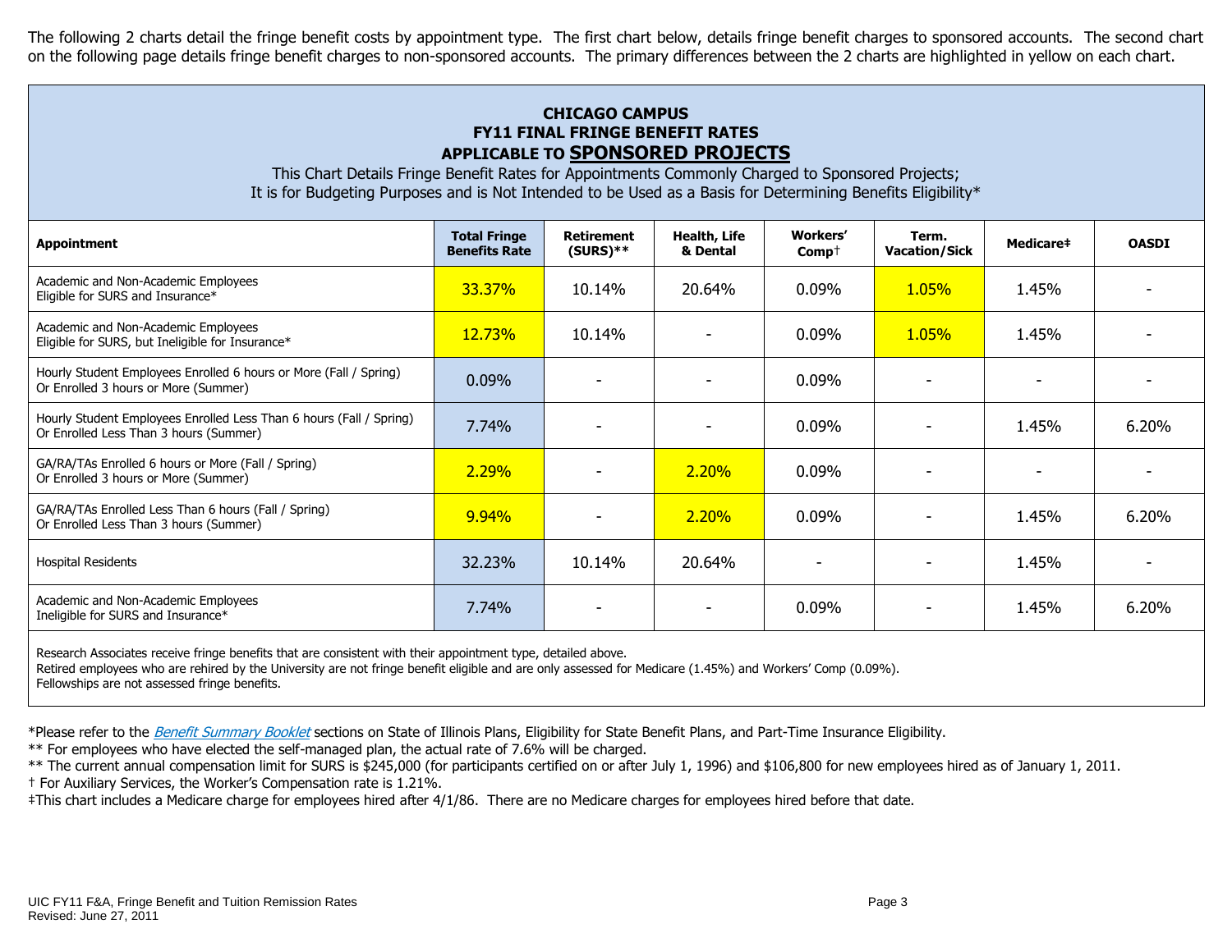The following 2 charts detail the fringe benefit costs by appointment type. The first chart below, details fringe benefit charges to sponsored accounts. The second chart on the following page details fringe benefit charges to non-sponsored accounts. The primary differences between the 2 charts are highlighted in yellow on each chart.

## CHICAGO CAMPUS
## FY11 FINAL FRINGE BENEFIT RATES
## APPLICABLE TO SPONSORED PROJECTS

This Chart Details Fringe Benefit Rates for Appointments Commonly Charged to Sponsored Projects;
It is for Budgeting Purposes and is Not Intended to be Used as a Basis for Determining Benefits Eligibility*

| Appointment | Total Fringe Benefits Rate | Retirement (SURS)** | Health, Life & Dental | Workers' Comp† | Term. Vacation/Sick | Medicare‡ | OASDI |
|---|---|---|---|---|---|---|---|
| Academic and Non-Academic Employees Eligible for SURS and Insurance* | 33.37% | 10.14% | 20.64% | 0.09% | 1.05% | 1.45% | - |
| Academic and Non-Academic Employees Eligible for SURS, but Ineligible for Insurance* | 12.73% | 10.14% | - | 0.09% | 1.05% | 1.45% | - |
| Hourly Student Employees Enrolled 6 hours or More (Fall / Spring) Or Enrolled 3 hours or More (Summer) | 0.09% | - | - | 0.09% | - | - | - |
| Hourly Student Employees Enrolled Less Than 6 hours (Fall / Spring) Or Enrolled Less Than 3 hours (Summer) | 7.74% | - | - | 0.09% | - | 1.45% | 6.20% |
| GA/RA/TAs Enrolled 6 hours or More (Fall / Spring) Or Enrolled 3 hours or More (Summer) | 2.29% | - | 2.20% | 0.09% | - | - | - |
| GA/RA/TAs Enrolled Less Than 6 hours (Fall / Spring) Or Enrolled Less Than 3 hours (Summer) | 9.94% | - | 2.20% | 0.09% | - | 1.45% | 6.20% |
| Hospital Residents | 32.23% | 10.14% | 20.64% | - | - | 1.45% | - |
| Academic and Non-Academic Employees Ineligible for SURS and Insurance* | 7.74% | - | - | 0.09% | - | 1.45% | 6.20% |

Research Associates receive fringe benefits that are consistent with their appointment type, detailed above.
Retired employees who are rehired by the University are not fringe benefit eligible and are only assessed for Medicare (1.45%) and Workers' Comp (0.09%).
Fellowships are not assessed fringe benefits.

*Please refer to the *Benefit Summary Booklet* sections on State of Illinois Plans, Eligibility for State Benefit Plans, and Part-Time Insurance Eligibility.

** For employees who have elected the self-managed plan, the actual rate of 7.6% will be charged.

** The current annual compensation limit for SURS is $245,000 (for participants certified on or after July 1, 1996) and $106,800 for new employees hired as of January 1, 2011.

† For Auxiliary Services, the Worker's Compensation rate is 1.21%.

‡This chart includes a Medicare charge for employees hired after 4/1/86. There are no Medicare charges for employees hired before that date.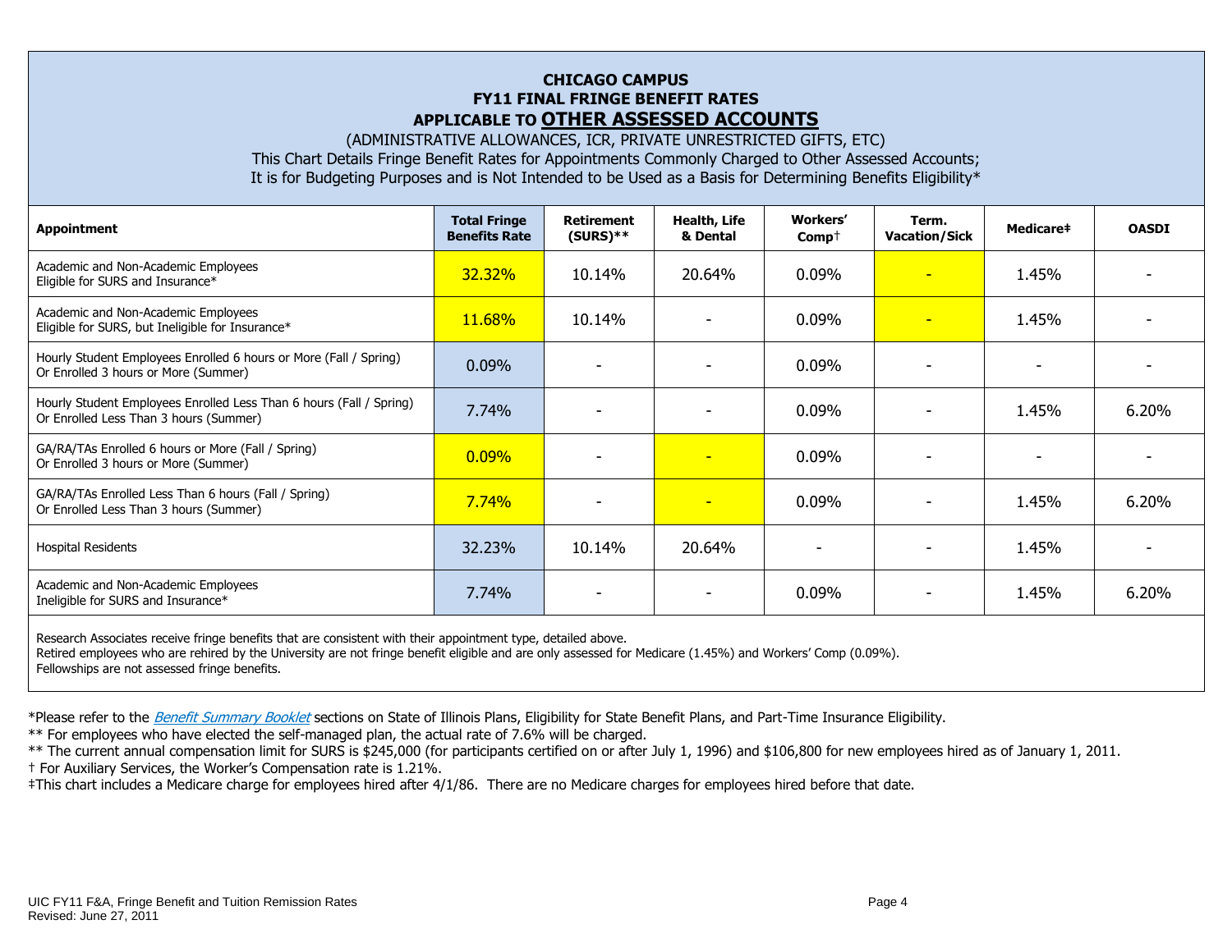**CHICAGO CAMPUS**
**FY11 FINAL FRINGE BENEFIT RATES**
**APPLICABLE TO OTHER ASSESSED ACCOUNTS**

(ADMINISTRATIVE ALLOWANCES, ICR, PRIVATE UNRESTRICTED GIFTS, ETC)

This Chart Details Fringe Benefit Rates for Appointments Commonly Charged to Other Assessed Accounts; It is for Budgeting Purposes and is Not Intended to be Used as a Basis for Determining Benefits Eligibility*

| Appointment | Total Fringe Benefits Rate | Retirement (SURS)** | Health, Life & Dental | Workers' Comp† | Term. Vacation/Sick | Medicare‡ | OASDI |
|---|---|---|---|---|---|---|---|
| Academic and Non-Academic Employees Eligible for SURS and Insurance* | 32.32% | 10.14% | 20.64% | 0.09% | - | 1.45% | - |
| Academic and Non-Academic Employees Eligible for SURS, but Ineligible for Insurance* | 11.68% | 10.14% | - | 0.09% | - | 1.45% | - |
| Hourly Student Employees Enrolled 6 hours or More (Fall / Spring) Or Enrolled 3 hours or More (Summer) | 0.09% | - | - | 0.09% | - | - | - |
| Hourly Student Employees Enrolled Less Than 6 hours (Fall / Spring) Or Enrolled Less Than 3 hours (Summer) | 7.74% | - | - | 0.09% | - | 1.45% | 6.20% |
| GA/RA/TAs Enrolled 6 hours or More (Fall / Spring) Or Enrolled 3 hours or More (Summer) | 0.09% | - | - | 0.09% | - | - | - |
| GA/RA/TAs Enrolled Less Than 6 hours (Fall / Spring) Or Enrolled Less Than 3 hours (Summer) | 7.74% | - | - | 0.09% | - | 1.45% | 6.20% |
| Hospital Residents | 32.23% | 10.14% | 20.64% | - | - | 1.45% | - |
| Academic and Non-Academic Employees Ineligible for SURS and Insurance* | 7.74% | - | - | 0.09% | - | 1.45% | 6.20% |

Research Associates receive fringe benefits that are consistent with their appointment type, detailed above.
Retired employees who are rehired by the University are not fringe benefit eligible and are only assessed for Medicare (1.45%) and Workers' Comp (0.09%).
Fellowships are not assessed fringe benefits.

*Please refer to the *Benefit Summary Booklet* sections on State of Illinois Plans, Eligibility for State Benefit Plans, and Part-Time Insurance Eligibility.

** For employees who have elected the self-managed plan, the actual rate of 7.6% will be charged.

** The current annual compensation limit for SURS is $245,000 (for participants certified on or after July 1, 1996) and $106,800 for new employees hired as of January 1, 2011.

† For Auxiliary Services, the Worker's Compensation rate is 1.21%.

‡This chart includes a Medicare charge for employees hired after 4/1/86. There are no Medicare charges for employees hired before that date.

UIC FY11 F&A, Fringe Benefit and Tuition Remission Rates
Revised: June 27, 2011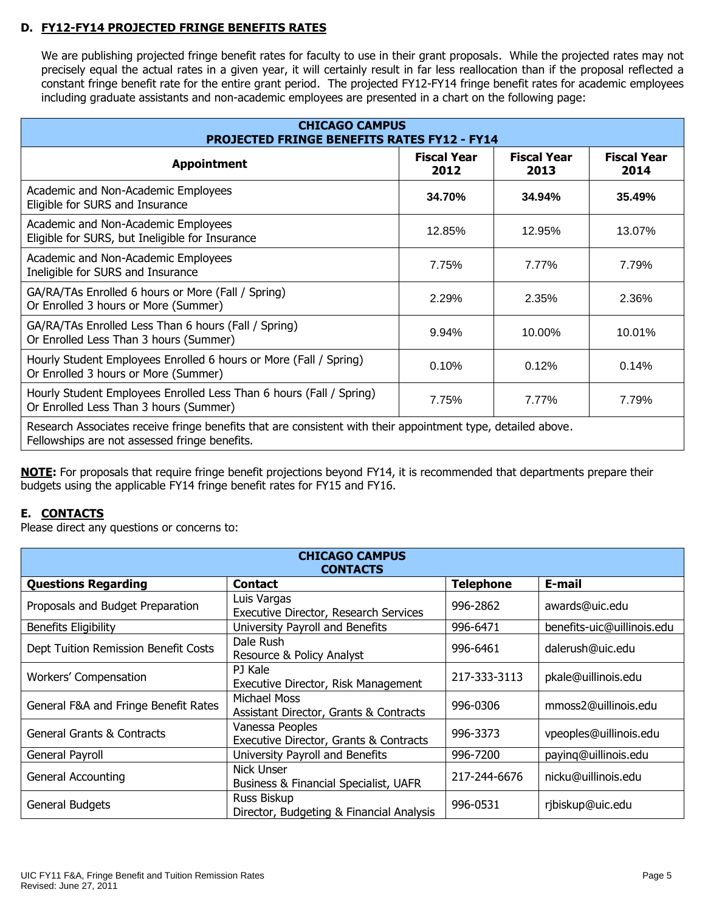## D. FY12-FY14 PROJECTED FRINGE BENEFITS RATES

We are publishing projected fringe benefit rates for faculty to use in their grant proposals. While the projected rates may not precisely equal the actual rates in a given year, it will certainly result in far less reallocation than if the proposal reflected a constant fringe benefit rate for the entire grant period. The projected FY12-FY14 fringe benefit rates for academic employees including graduate assistants and non-academic employees are presented in a chart on the following page:

| CHICAGO CAMPUS PROJECTED FRINGE BENEFITS RATES FY12 - FY14 | | | |
|---|---|---|---|
| **Appointment** | **Fiscal Year 2012** | **Fiscal Year 2013** | **Fiscal Year 2014** |
| Academic and Non-Academic Employees Eligible for SURS and Insurance | **34.70%** | **34.94%** | **35.49%** |
| Academic and Non-Academic Employees Eligible for SURS, but Ineligible for Insurance | 12.85% | 12.95% | 13.07% |
| Academic and Non-Academic Employees Ineligible for SURS and Insurance | 7.75% | 7.77% | 7.79% |
| GA/RA/TAs Enrolled 6 hours or More (Fall / Spring) Or Enrolled 3 hours or More (Summer) | 2.29% | 2.35% | 2.36% |
| GA/RA/TAs Enrolled Less Than 6 hours (Fall / Spring) Or Enrolled Less Than 3 hours (Summer) | 9.94% | 10.00% | 10.01% |
| Hourly Student Employees Enrolled 6 hours or More (Fall / Spring) Or Enrolled 3 hours or More (Summer) | 0.10% | 0.12% | 0.14% |
| Hourly Student Employees Enrolled Less Than 6 hours (Fall / Spring) Or Enrolled Less Than 3 hours (Summer) | 7.75% | 7.77% | 7.79% |
| Research Associates receive fringe benefits that are consistent with their appointment type, detailed above. Fellowships are not assessed fringe benefits. | | | |

**NOTE:** For proposals that require fringe benefit projections beyond FY14, it is recommended that departments prepare their budgets using the applicable FY14 fringe benefit rates for FY15 and FY16.

## E. CONTACTS

Please direct any questions or concerns to:

| CHICAGO CAMPUS CONTACTS | | | |
|---|---|---|---|
| **Questions Regarding** | **Contact** | **Telephone** | **E-mail** |
| Proposals and Budget Preparation | Luis Vargas<br>Executive Director, Research Services | 996-2862 | awards@uic.edu |
| Benefits Eligibility | University Payroll and Benefits | 996-6471 | benefits-uic@uillinois.edu |
| Dept Tuition Remission Benefit Costs | Dale Rush<br>Resource & Policy Analyst | 996-6461 | dalerush@uic.edu |
| Workers' Compensation | PJ Kale<br>Executive Director, Risk Management | 217-333-3113 | pkale@uillinois.edu |
| General F&A and Fringe Benefit Rates | Michael Moss<br>Assistant Director, Grants & Contracts | 996-0306 | mmoss2@uillinois.edu |
| General Grants & Contracts | Vanessa Peoples<br>Executive Director, Grants & Contracts | 996-3373 | vpeoples@uillinois.edu |
| General Payroll | University Payroll and Benefits | 996-7200 | payinq@uillinois.edu |
| General Accounting | Nick Unser<br>Business & Financial Specialist, UAFR | 217-244-6676 | nicku@uillinois.edu |
| General Budgets | Russ Biskup<br>Director, Budgeting & Financial Analysis | 996-0531 | rjbiskup@uic.edu |